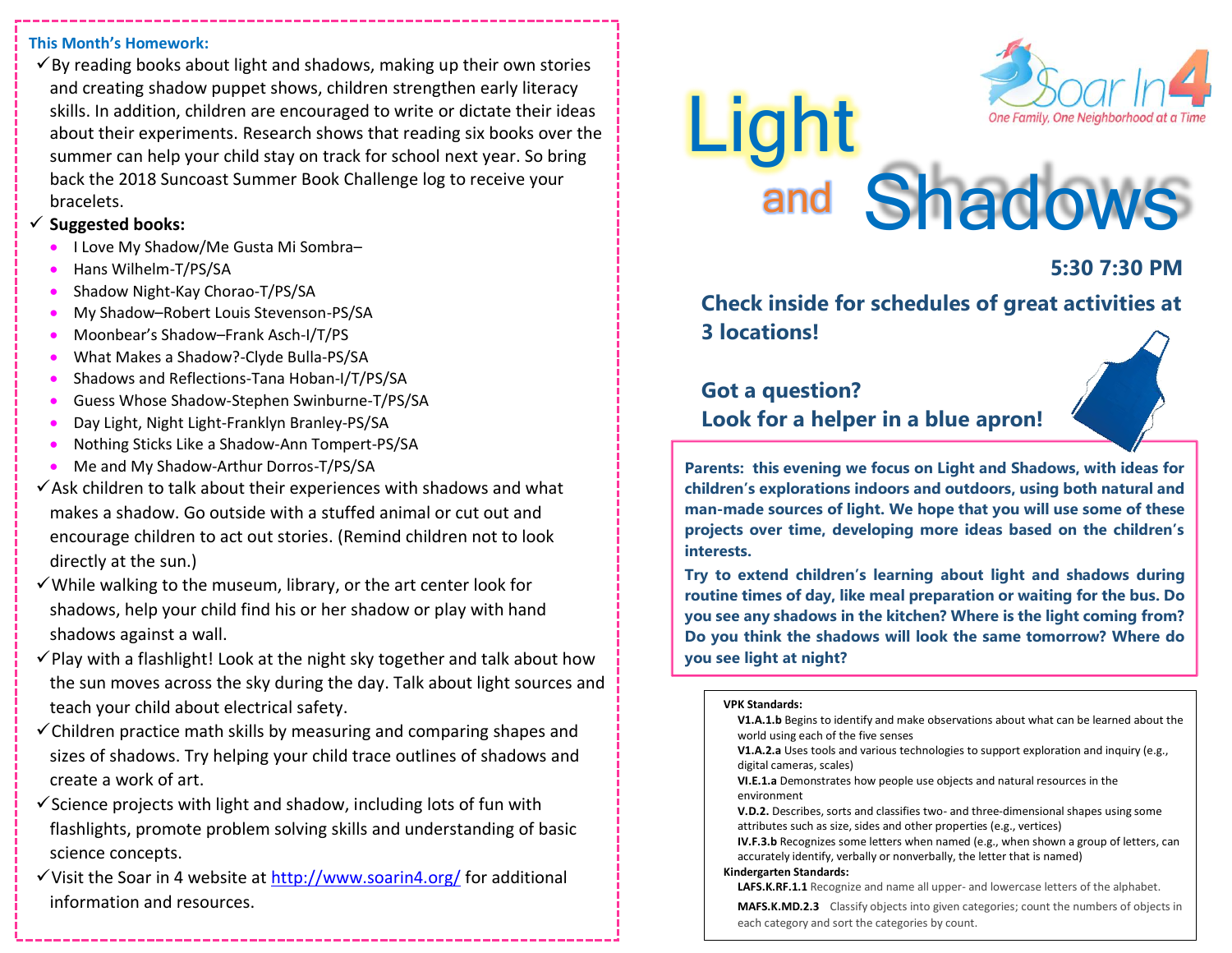**This Month's Homework:**

- ✓ By reading books about light and shadows, making up their own stories and creating shadow puppet shows, children strengthen early literacy skills. In addition, children are encouraged to write or dictate their ideas about their experiments. Research shows that reading six books over the summer can help your child stay on track for school next year. So bring back the 2018 Suncoast Summer Book Challenge log to receive your bracelets.
- ✓ **Suggested books:**
  - I Love My Shadow/Me Gusta Mi Sombra–
  - Hans Wilhelm-T/PS/SA
  - Shadow Night-Kay Chorao-T/PS/SA
  - My Shadow–Robert Louis Stevenson-PS/SA
  - Moonbear's Shadow–Frank Asch-I/T/PS
  - What Makes a Shadow?-Clyde Bulla-PS/SA
  - Shadows and Reflections-Tana Hoban-I/T/PS/SA
  - Guess Whose Shadow-Stephen Swinburne-T/PS/SA
  - Day Light, Night Light-Franklyn Branley-PS/SA
  - Nothing Sticks Like a Shadow-Ann Tompert-PS/SA
  - Me and My Shadow-Arthur Dorros-T/PS/SA
- ✓ Ask children to talk about their experiences with shadows and what makes a shadow. Go outside with a stuffed animal or cut out and encourage children to act out stories. (Remind children not to look directly at the sun.)
- ✓ While walking to the museum, library, or the art center look for shadows, help your child find his or her shadow or play with hand shadows against a wall.
- ✓ Play with a flashlight! Look at the night sky together and talk about how the sun moves across the sky during the day. Talk about light sources and teach your child about electrical safety.
- ✓ Children practice math skills by measuring and comparing shapes and sizes of shadows. Try helping your child trace outlines of shadows and create a work of art.
- ✓ Science projects with light and shadow, including lots of fun with flashlights, promote problem solving skills and understanding of basic science concepts.
- ✓ Visit the Soar in 4 website at http://www.soarin4.org/ for additional information and resources.

Soar In 4

One Family, One Neighborhood at a Time

# Light and Shadows

**5:30 7:30 PM**

**Check inside for schedules of great activities at 3 locations!**

**Got a question?**
**Look for a helper in a blue apron!**

**Parents: this evening we focus on Light and Shadows, with ideas for children's explorations indoors and outdoors, using both natural and man-made sources of light. We hope that you will use some of these projects over time, developing more ideas based on the children's interests.**

**Try to extend children's learning about light and shadows during routine times of day, like meal preparation or waiting for the bus. Do you see any shadows in the kitchen? Where is the light coming from? Do you think the shadows will look the same tomorrow? Where do you see light at night?**

**VPK Standards:**

- **V1.A.1.b** Begins to identify and make observations about what can be learned about the world using each of the five senses
- **V1.A.2.a** Uses tools and various technologies to support exploration and inquiry (e.g., digital cameras, scales)
- **VI.E.1.a** Demonstrates how people use objects and natural resources in the environment
- **V.D.2.** Describes, sorts and classifies two- and three-dimensional shapes using some attributes such as size, sides and other properties (e.g., vertices)
- **IV.F.3.b** Recognizes some letters when named (e.g., when shown a group of letters, can accurately identify, verbally or nonverbally, the letter that is named)

**Kindergarten Standards:**

- **LAFS.K.RF.1.1** Recognize and name all upper- and lowercase letters of the alphabet.
- **MAFS.K.MD.2.3** Classify objects into given categories; count the numbers of objects in each category and sort the categories by count.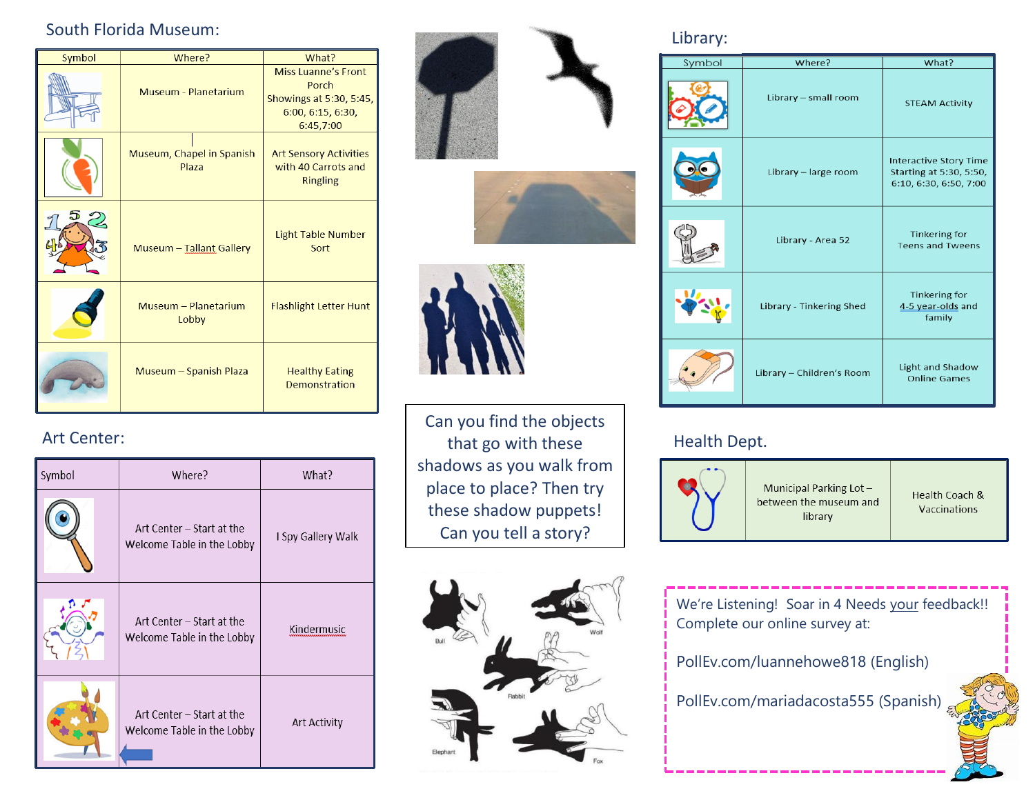## South Florida Museum:

| Symbol | Where? | What? |
|---|---|---|
| | Museum - Planetarium | Miss Luanne's Front Porch Showings at 5:30, 5:45, 6:00, 6:15, 6:30, 6:45,7:00 |
| | Museum, Chapel in Spanish Plaza | Art Sensory Activities with 40 Carrots and Ringling |
| | Museum – Tallant Gallery | Light Table Number Sort |
| | Museum – Planetarium Lobby | Flashlight Letter Hunt |
| | Museum – Spanish Plaza | Healthy Eating Demonstration |

## Art Center:

| Symbol | Where? | What? |
|---|---|---|
| | Art Center – Start at the Welcome Table in the Lobby | I Spy Gallery Walk |
| | Art Center – Start at the Welcome Table in the Lobby | Kindermusic |
| | Art Center – Start at the Welcome Table in the Lobby | Art Activity |

Can you find the objects that go with these shadows as you walk from place to place? Then try these shadow puppets! Can you tell a story?

Bull

Wolf

Rabbit

Elephant

Fox

## Library:

| Symbol | Where? | What? |
|---|---|---|
| | Library – small room | STEAM Activity |
| | Library – large room | Interactive Story Time Starting at 5:30, 5:50, 6:10, 6:30, 6:50, 7:00 |
| | Library - Area 52 | Tinkering for Teens and Tweens |
| | Library - Tinkering Shed | Tinkering for 4-5 year-olds and family |
| | Library – Children's Room | Light and Shadow Online Games |

## Health Dept.

| | | |
|---|---|---|
| | Municipal Parking Lot – between the museum and library | Health Coach & Vaccinations |

We're Listening! Soar in 4 Needs your feedback!! Complete our online survey at:

PollEv.com/luannehowe818 (English)

PollEv.com/mariadacosta555 (Spanish)